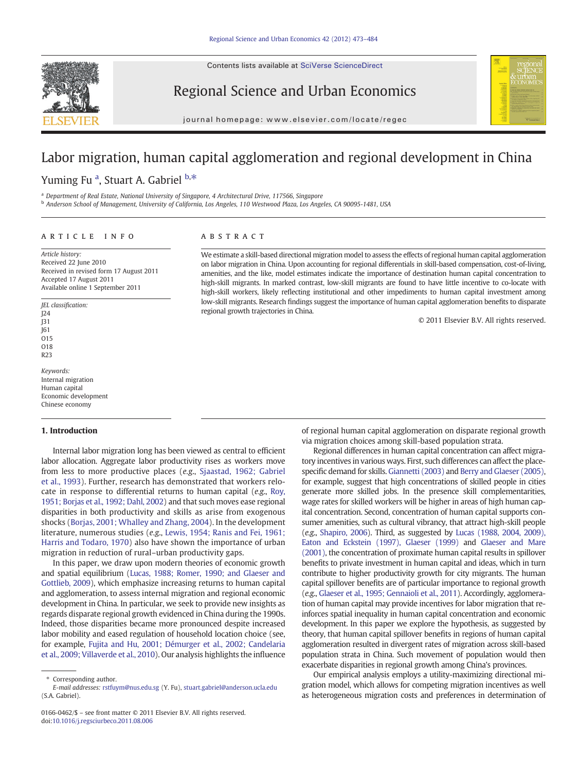# Labor migration, human capital agglomeration and regional development in China

Yuming Fu [a], Stuart A. Gabriel [b,*]

[a] Department of Real Estate, National University of Singapore, 4 Architectural Drive, 117566, Singapore

[b] Anderson School of Management, University of California, Los Angeles, 110 Westwood Plaza, Los Angeles, CA 90095-1481, USA

## ARTICLE INFO

*Article history:*
Received 22 June 2010
Received in revised form 17 August 2011
Accepted 17 August 2011
Available online 1 September 2011

*JEL classification:*
J24
J31
J61
O15
O18
R23

*Keywords:*
Internal migration
Human capital
Economic development
Chinese economy

## ABSTRACT

We estimate a skill-based directional migration model to assess the effects of regional human capital agglomeration on labor migration in China. Upon accounting for regional differentials in skill-based compensation, cost-of-living, amenities, and the like, model estimates indicate the importance of destination human capital concentration to high-skill migrants. In marked contrast, low-skill migrants are found to have little incentive to co-locate with high-skill workers, likely reflecting institutional and other impediments to human capital investment among low-skill migrants. Research findings suggest the importance of human capital agglomeration benefits to disparate regional growth trajectories in China.

© 2011 Elsevier B.V. All rights reserved.

## 1. Introduction

Internal labor migration long has been viewed as central to efficient labor allocation. Aggregate labor productivity rises as workers move from less to more productive places (*e.g.*, Sjaastad, 1962; Gabriel et al., 1993). Further, research has demonstrated that workers relocate in response to differential returns to human capital (*e.g.*, Roy, 1951; Borjas et al., 1992; Dahl, 2002) and that such moves ease regional disparities in both productivity and skills as arise from exogenous shocks (Borjas, 2001; Whalley and Zhang, 2004). In the development literature, numerous studies (*e.g.*, Lewis, 1954; Ranis and Fei, 1961; Harris and Todaro, 1970) also have shown the importance of urban migration in reduction of rural–urban productivity gaps.

In this paper, we draw upon modern theories of economic growth and spatial equilibrium (Lucas, 1988; Romer, 1990; and Glaeser and Gottlieb, 2009), which emphasize increasing returns to human capital and agglomeration, to assess internal migration and regional economic development in China. In particular, we seek to provide new insights as regards disparate regional growth evidenced in China during the 1990s. Indeed, those disparities became more pronounced despite increased labor mobility and eased regulation of household location choice (see, for example, Fujita and Hu, 2001; Démurger et al., 2002; Candelaria et al., 2009; Villaverde et al., 2010). Our analysis highlights the influence of regional human capital agglomeration on disparate regional growth via migration choices among skill-based population strata.

Regional differences in human capital concentration can affect migratory incentives in various ways. First, such differences can affect the place-specific demand for skills. Giannetti (2003) and Berry and Glaeser (2005), for example, suggest that high concentrations of skilled people in cities generate more skilled jobs. In the presence skill complementarities, wage rates for skilled workers will be higher in areas of high human capital concentration. Second, concentration of human capital supports consumer amenities, such as cultural vibrancy, that attract high-skill people (*e.g.*, Shapiro, 2006). Third, as suggested by Lucas (1988, 2004, 2009), Eaton and Eckstein (1997), Glaeser (1999) and Glaeser and Mare (2001), the concentration of proximate human capital results in spillover benefits to private investment in human capital and ideas, which in turn contribute to higher productivity growth for city migrants. The human capital spillover benefits are of particular importance to regional growth (*e.g.*, Glaeser et al., 1995; Gennaioli et al., 2011). Accordingly, agglomeration of human capital may provide incentives for labor migration that reinforces spatial inequality in human capital concentration and economic development. In this paper we explore the hypothesis, as suggested by theory, that human capital spillover benefits in regions of human capital agglomeration resulted in divergent rates of migration across skill-based population strata in China. Such movement of population would then exacerbate disparities in regional growth among China's provinces.

Our empirical analysis employs a utility-maximizing directional migration model, which allows for competing migration incentives as well as heterogeneous migration costs and preferences in determination of

---

\* Corresponding author.
*E-mail addresses:* rstfuym@nus.edu.sg (Y. Fu), stuart.gabriel@anderson.ucla.edu (S.A. Gabriel).

0166-0462/$ – see front matter © 2011 Elsevier B.V. All rights reserved.
doi:10.1016/j.regsciurbeco.2011.08.006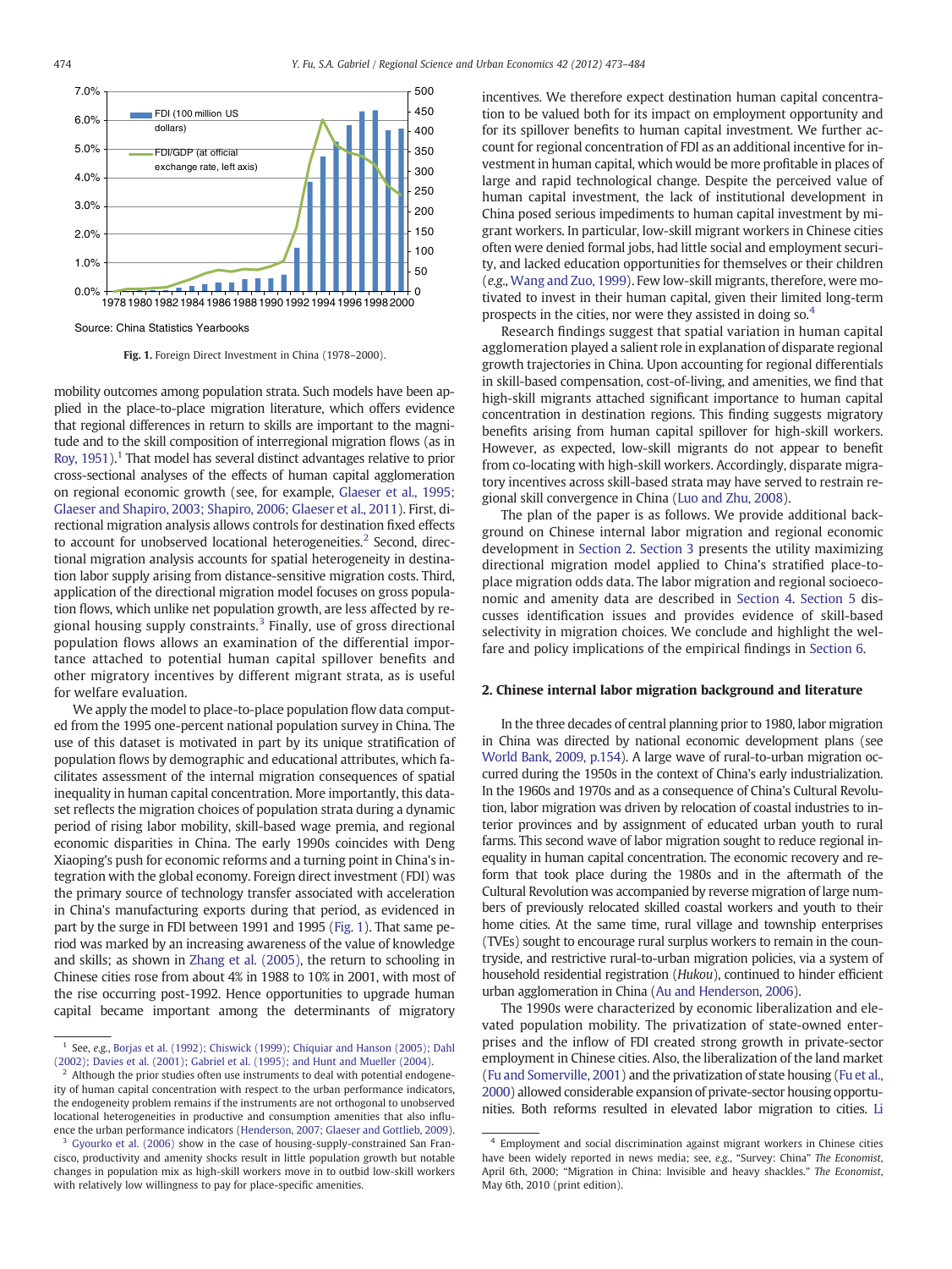Source: China Statistics Yearbooks

**Fig. 1.** Foreign Direct Investment in China (1978–2000).

mobility outcomes among population strata. Such models have been applied in the place-to-place migration literature, which offers evidence that regional differences in return to skills are important to the magnitude and to the skill composition of interregional migration flows (as in Roy, 1951).[1] That model has several distinct advantages relative to prior cross-sectional analyses of the effects of human capital agglomeration on regional economic growth (see, for example, Glaeser et al., 1995; Glaeser and Shapiro, 2003; Shapiro, 2006; Glaeser et al., 2011). First, directional migration analysis allows controls for destination fixed effects to account for unobserved locational heterogeneities.[2] Second, directional migration analysis accounts for spatial heterogeneity in destination labor supply arising from distance-sensitive migration costs. Third, application of the directional migration model focuses on gross population flows, which unlike net population growth, are less affected by regional housing supply constraints.[3] Finally, use of gross directional population flows allows an examination of the differential importance attached to potential human capital spillover benefits and other migratory incentives by different migrant strata, as is useful for welfare evaluation.

We apply the model to place-to-place population flow data computed from the 1995 one-percent national population survey in China. The use of this dataset is motivated in part by its unique stratification of population flows by demographic and educational attributes, which facilitates assessment of the internal migration consequences of spatial inequality in human capital concentration. More importantly, this dataset reflects the migration choices of population strata during a dynamic period of rising labor mobility, skill-based wage premia, and regional economic disparities in China. The early 1990s coincides with Deng Xiaoping's push for economic reforms and a turning point in China's integration with the global economy. Foreign direct investment (FDI) was the primary source of technology transfer associated with acceleration in China's manufacturing exports during that period, as evidenced in part by the surge in FDI between 1991 and 1995 (Fig. 1). That same period was marked by an increasing awareness of the value of knowledge and skills; as shown in Zhang et al. (2005), the return to schooling in Chinese cities rose from about 4% in 1988 to 10% in 2001, with most of the rise occurring post-1992. Hence opportunities to upgrade human capital became important among the determinants of migratory incentives. We therefore expect destination human capital concentration to be valued both for its impact on employment opportunity and for its spillover benefits to human capital investment. We further account for regional concentration of FDI as an additional incentive for investment in human capital, which would be more profitable in places of large and rapid technological change. Despite the perceived value of human capital investment, the lack of institutional development in China posed serious impediments to human capital investment by migrant workers. In particular, low-skill migrant workers in Chinese cities often were denied formal jobs, had little social and employment security, and lacked education opportunities for themselves or their children (*e.g.*, Wang and Zuo, 1999). Few low-skill migrants, therefore, were motivated to invest in their human capital, given their limited long-term prospects in the cities, nor were they assisted in doing so.[4]

Research findings suggest that spatial variation in human capital agglomeration played a salient role in explanation of disparate regional growth trajectories in China. Upon accounting for regional differentials in skill-based compensation, cost-of-living, and amenities, we find that high-skill migrants attached significant importance to human capital concentration in destination regions. This finding suggests migratory benefits arising from human capital spillover for high-skill workers. However, as expected, low-skill migrants do not appear to benefit from co-locating with high-skill workers. Accordingly, disparate migratory incentives across skill-based strata may have served to restrain regional skill convergence in China (Luo and Zhu, 2008).

The plan of the paper is as follows. We provide additional background on Chinese internal labor migration and regional economic development in Section 2. Section 3 presents the utility maximizing directional migration model applied to China's stratified place-to-place migration odds data. The labor migration and regional socioeconomic and amenity data are described in Section 4. Section 5 discusses identification issues and provides evidence of skill-based selectivity in migration choices. We conclude and highlight the welfare and policy implications of the empirical findings in Section 6.

## 2. Chinese internal labor migration background and literature

In the three decades of central planning prior to 1980, labor migration in China was directed by national economic development plans (see World Bank, 2009, p.154). A large wave of rural-to-urban migration occurred during the 1950s in the context of China's early industrialization. In the 1960s and 1970s and as a consequence of China's Cultural Revolution, labor migration was driven by relocation of coastal industries to interior provinces and by assignment of educated urban youth to rural farms. This second wave of labor migration sought to reduce regional inequality in human capital concentration. The economic recovery and reform that took place during the 1980s and in the aftermath of the Cultural Revolution was accompanied by reverse migration of large numbers of previously relocated skilled coastal workers and youth to their home cities. At the same time, rural village and township enterprises (TVEs) sought to encourage rural surplus workers to remain in the countryside, and restrictive rural-to-urban migration policies, via a system of household residential registration (*Hukou*), continued to hinder efficient urban agglomeration in China (Au and Henderson, 2006).

The 1990s were characterized by economic liberalization and elevated population mobility. The privatization of state-owned enterprises and the inflow of FDI created strong growth in private-sector employment in Chinese cities. Also, the liberalization of the land market (Fu and Somerville, 2001) and the privatization of state housing (Fu et al., 2000) allowed considerable expansion of private-sector housing opportunities. Both reforms resulted in elevated labor migration to cities. Li

[1] See, *e.g.*, Borjas et al. (1992); Chiswick (1999); Chiquiar and Hanson (2005); Dahl (2002); Davies et al. (2001); Gabriel et al. (1995); and Hunt and Mueller (2004).

[2] Although the prior studies often use instruments to deal with potential endogeneity of human capital concentration with respect to the urban performance indicators, the endogeneity problem remains if the instruments are not orthogonal to unobserved locational heterogeneities in productive and consumption amenities that also influence the urban performance indicators (Henderson, 2007; Glaeser and Gottlieb, 2009).

[3] Gyourko et al. (2006) show in the case of housing-supply-constrained San Francisco, productivity and amenity shocks result in little population growth but notable changes in population mix as high-skill workers move in to outbid low-skill workers with relatively low willingness to pay for place-specific amenities.

[4] Employment and social discrimination against migrant workers in Chinese cities have been widely reported in news media; see, *e.g.*, "Survey: China" *The Economist*, April 6th, 2000; "Migration in China: Invisible and heavy shackles." *The Economist*, May 6th, 2010 (print edition).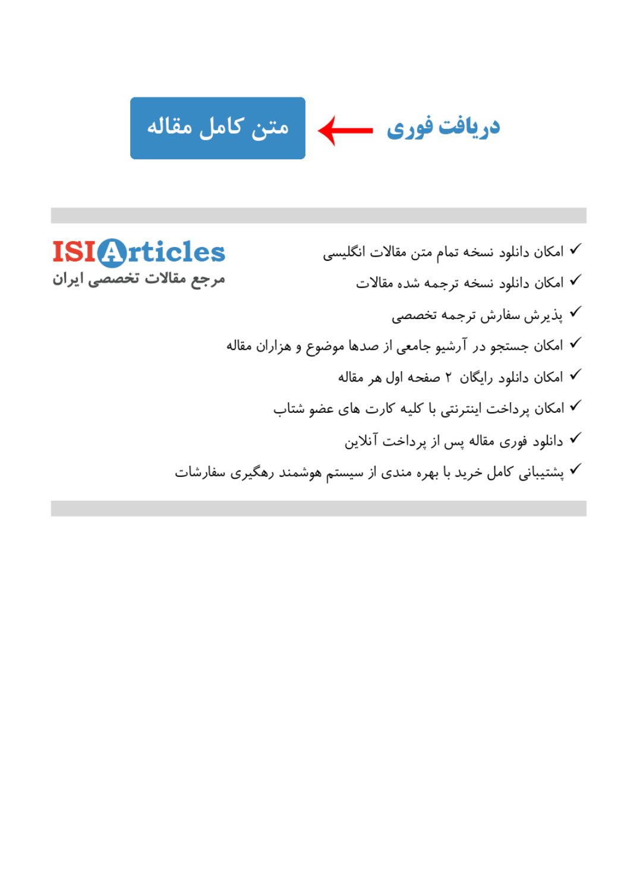دریافت فوری ← متن کامل مقاله

**ISIArticles**
مرجع مقالات تخصصی ایران

- ✓ امکان دانلود نسخه تمام متن مقالات انگلیسی
- ✓ امکان دانلود نسخه ترجمه شده مقالات
- ✓ پذیرش سفارش ترجمه تخصصی
- ✓ امکان جستجو در آرشیو جامعی از صدها موضوع و هزاران مقاله
- ✓ امکان دانلود رایگان ۲ صفحه اول هر مقاله
- ✓ امکان پرداخت اینترنتی با کلیه کارت های عضو شتاب
- ✓ دانلود فوری مقاله پس از پرداخت آنلاین
- ✓ پشتیبانی کامل خرید با بهره مندی از سیستم هوشمند رهگیری سفارشات